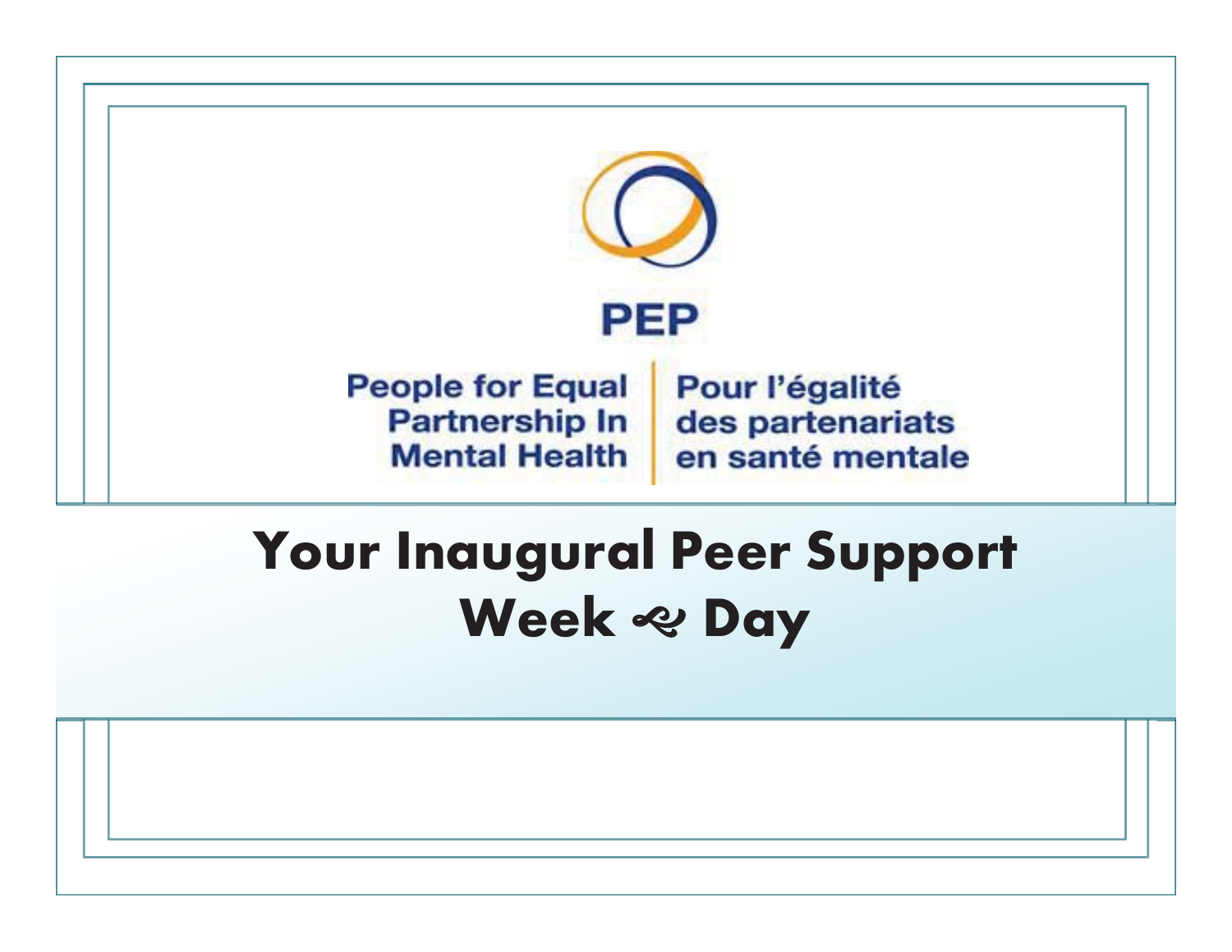PEP

People for Equal Partnership In Mental Health | Pour l'égalité des partenariats en santé mentale

# Your Inaugural Peer Support Week & Day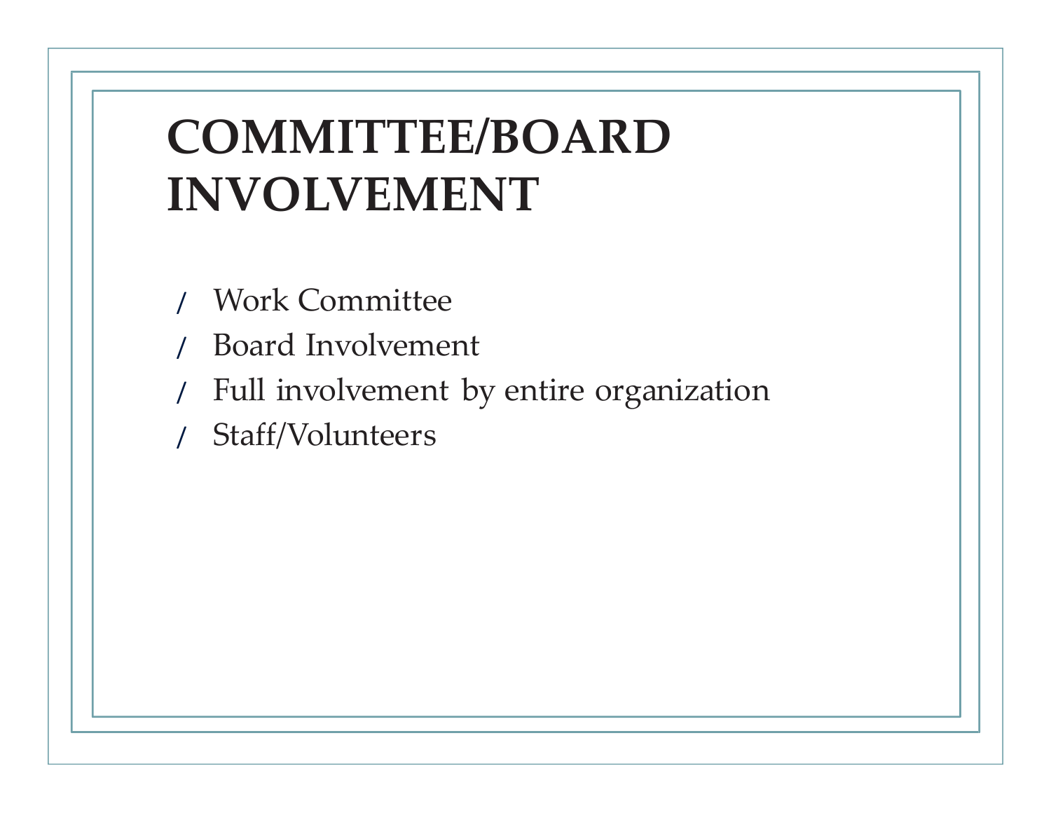# COMMITTEE/BOARD INVOLVEMENT

- Work Committee
- Board Involvement
- Full involvement by entire organization
- Staff/Volunteers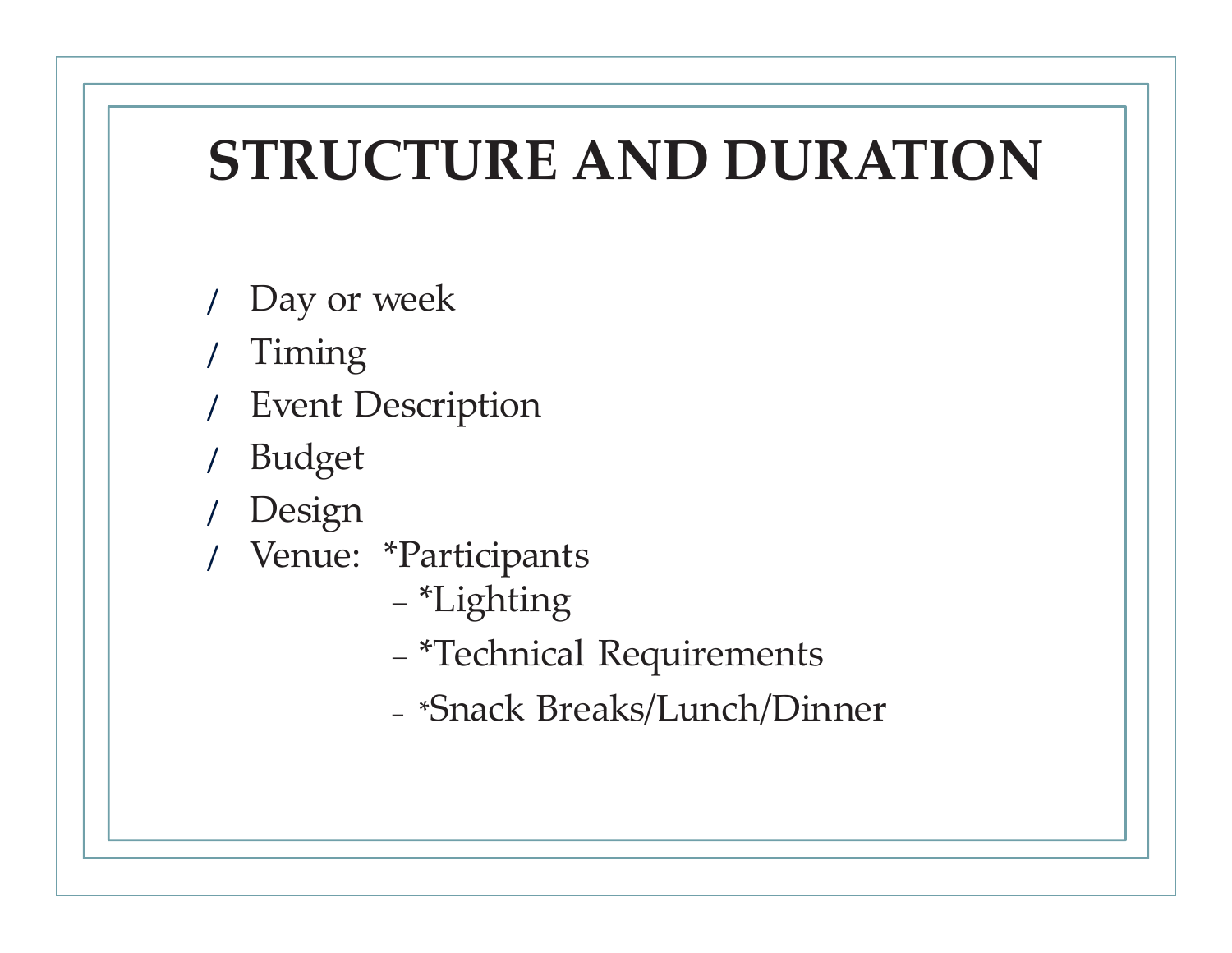# STRUCTURE AND DURATION

- Day or week
- Timing
- Event Description
- Budget
- Design
- Venue: *Participants
  - *Lighting
  - *Technical Requirements
  - *Snack Breaks/Lunch/Dinner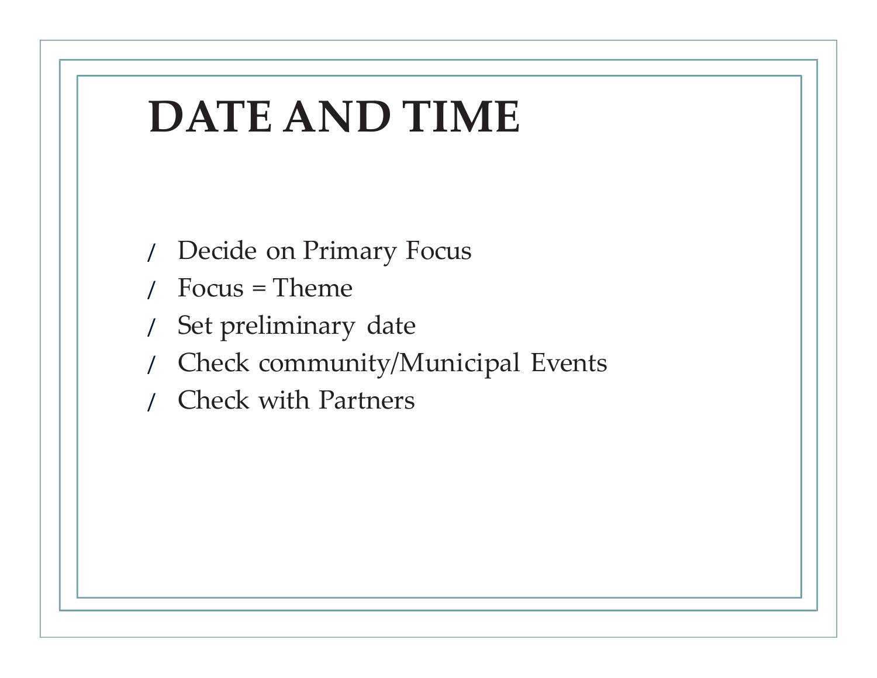# DATE AND TIME

- Decide on Primary Focus
- Focus = Theme
- Set preliminary date
- Check community/Municipal Events
- Check with Partners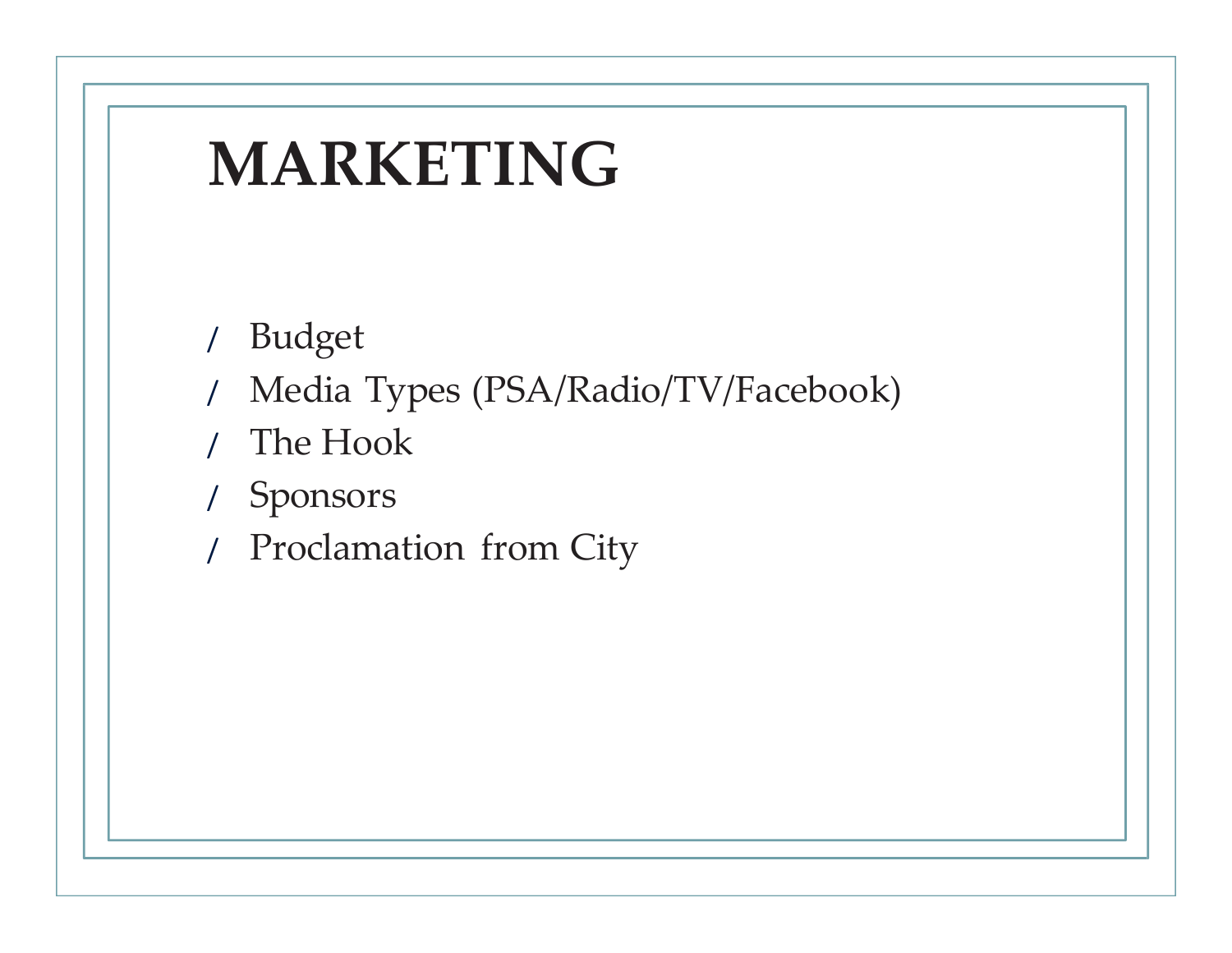# MARKETING

- Budget
- Media Types (PSA/Radio/TV/Facebook)
- The Hook
- Sponsors
- Proclamation from City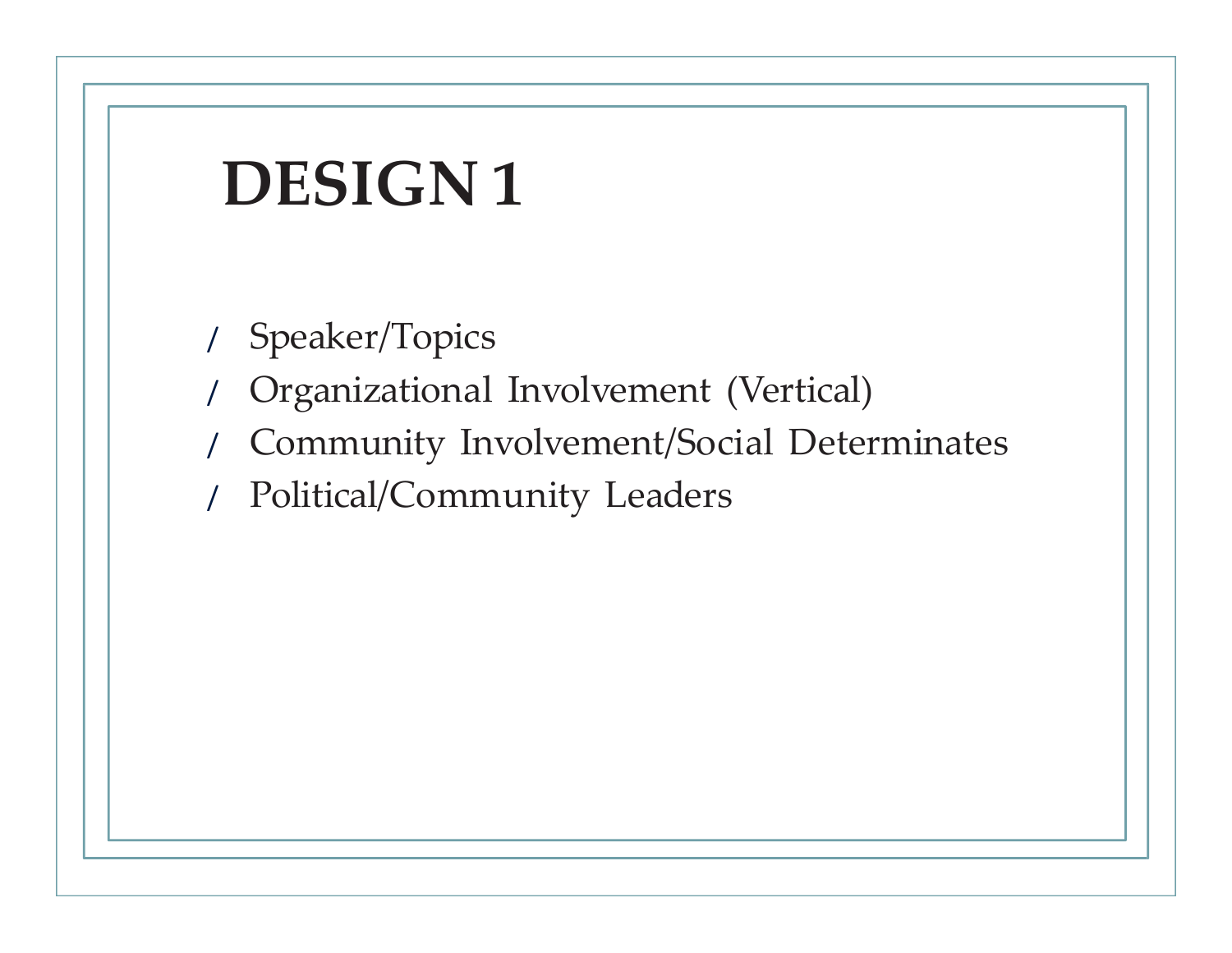# DESIGN 1

- Speaker/Topics
- Organizational Involvement (Vertical)
- Community Involvement/Social Determinates
- Political/Community Leaders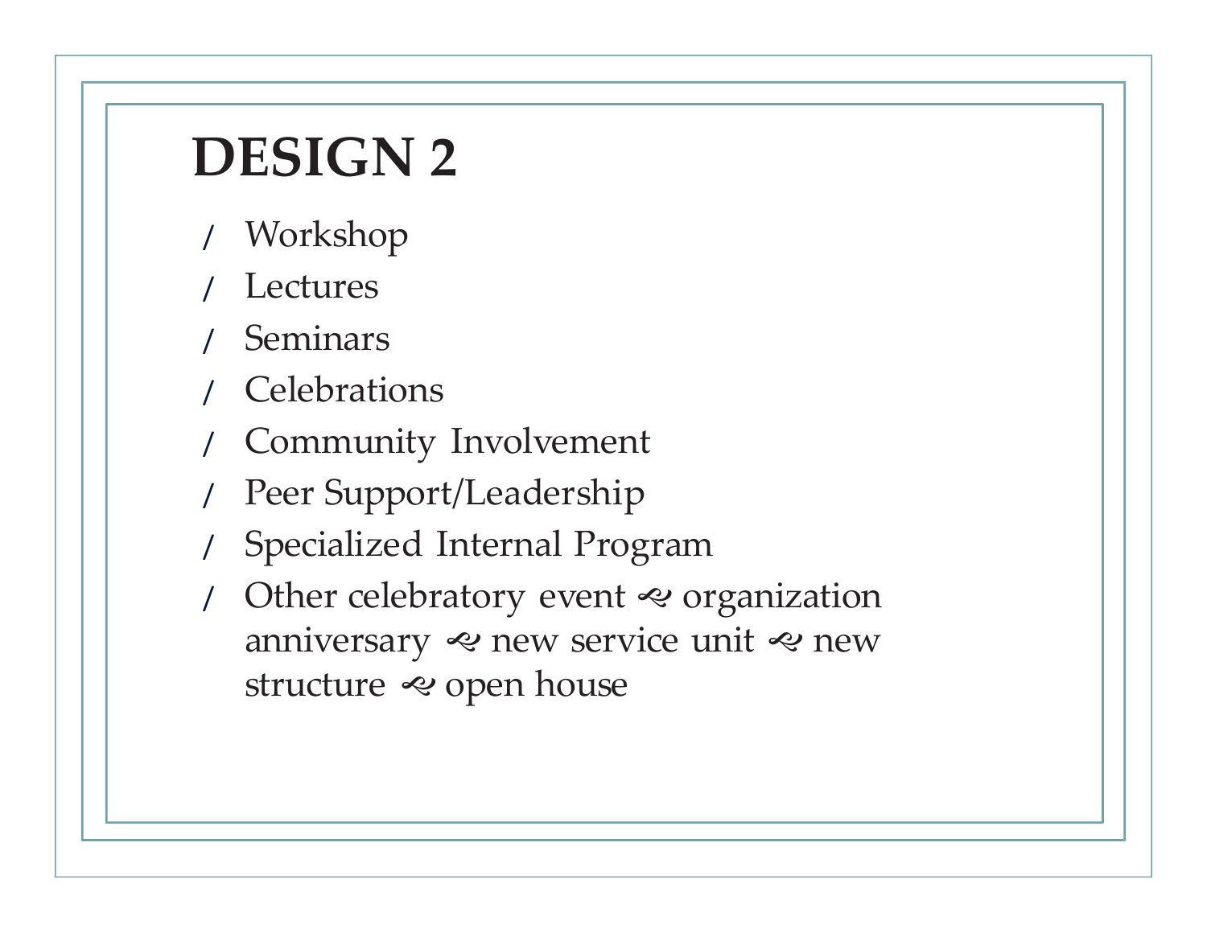# DESIGN 2

- Workshop
- Lectures
- Seminars
- Celebrations
- Community Involvement
- Peer Support/Leadership
- Specialized Internal Program
- Other celebratory event ❧ organization anniversary ❧ new service unit ❧ new structure ❧ open house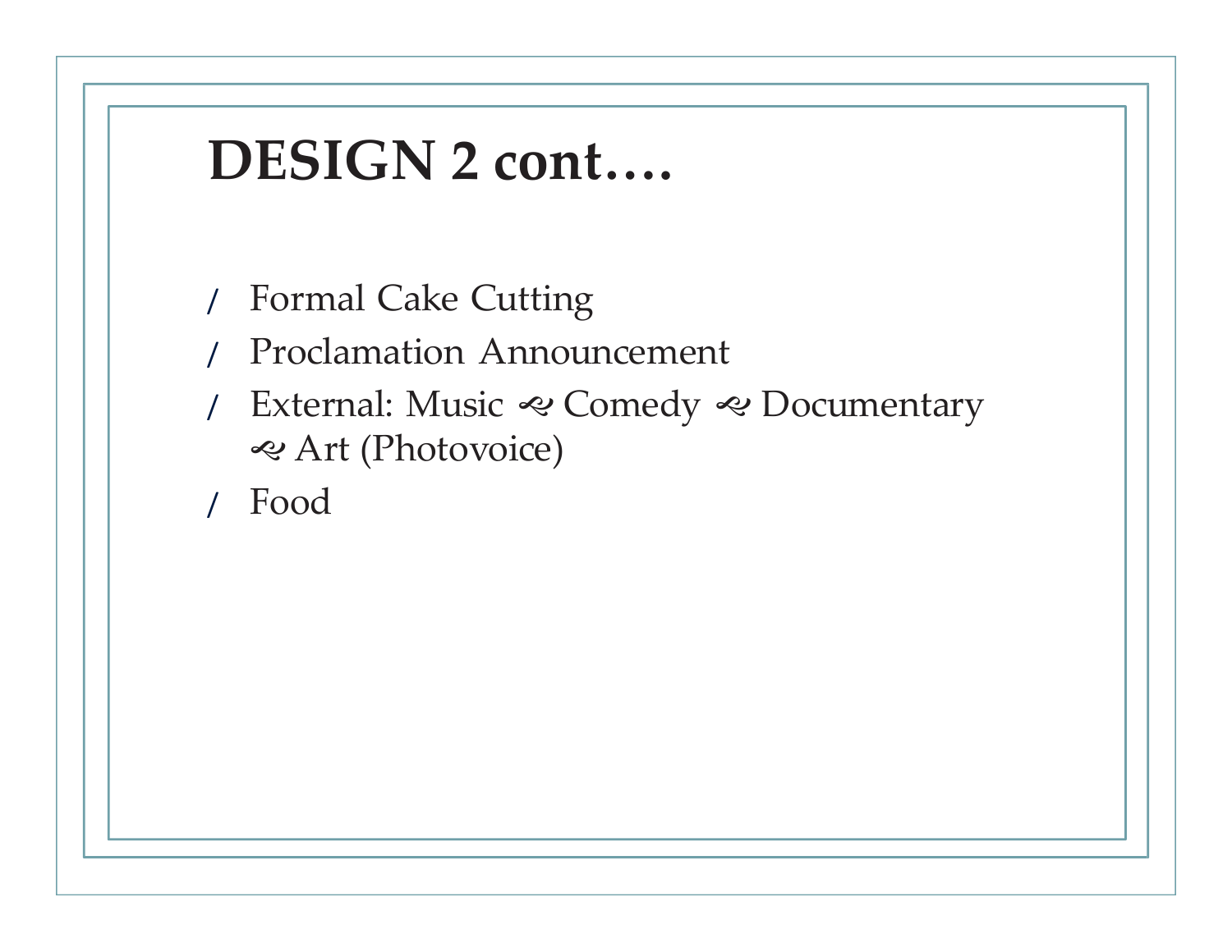# DESIGN 2 cont….

- Formal Cake Cutting
- Proclamation Announcement
- External: Music ☙ Comedy ☙ Documentary ☙ Art (Photovoice)
- Food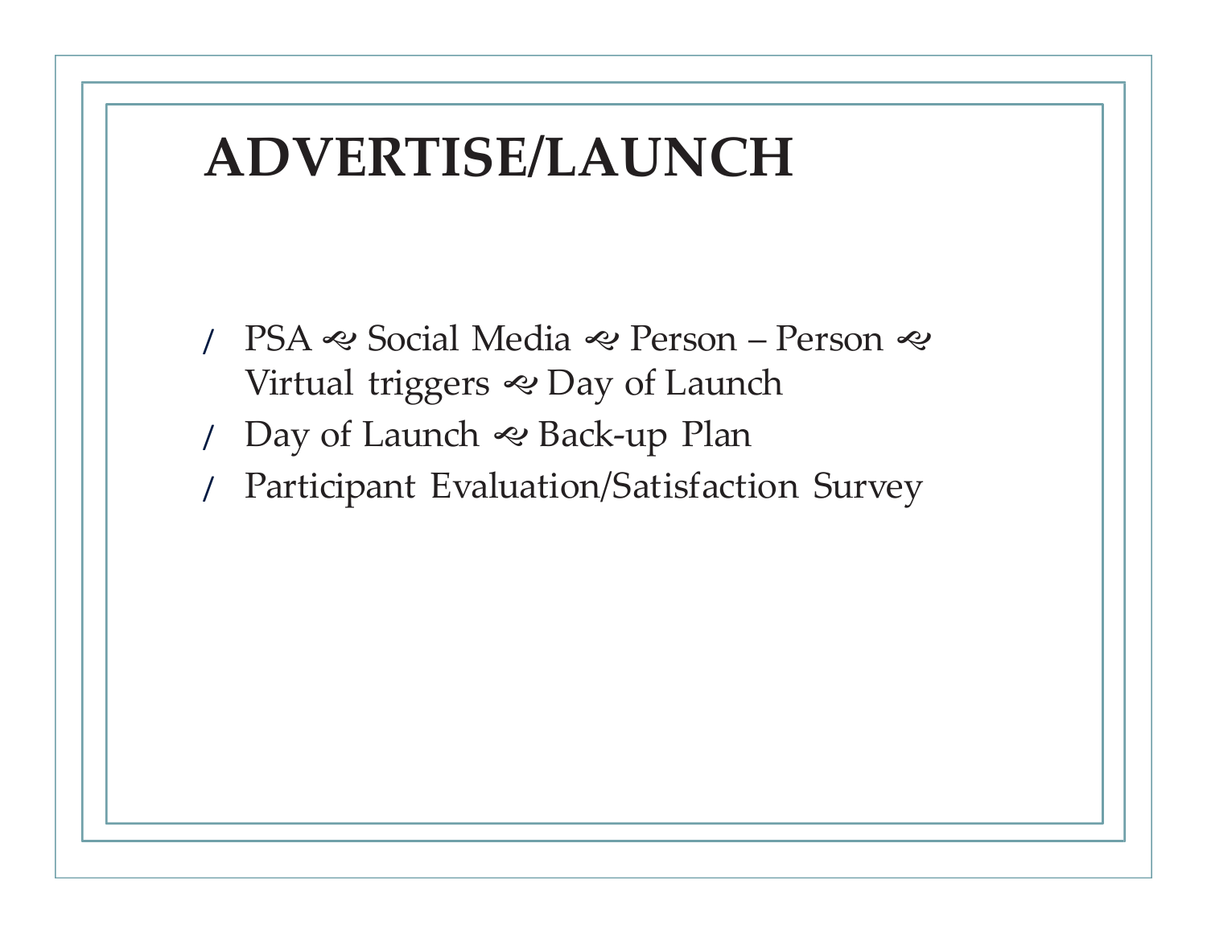# ADVERTISE/LAUNCH

- PSA ৵ Social Media ৵ Person – Person ৵ Virtual triggers ৵ Day of Launch
- Day of Launch ৵ Back-up Plan
- Participant Evaluation/Satisfaction Survey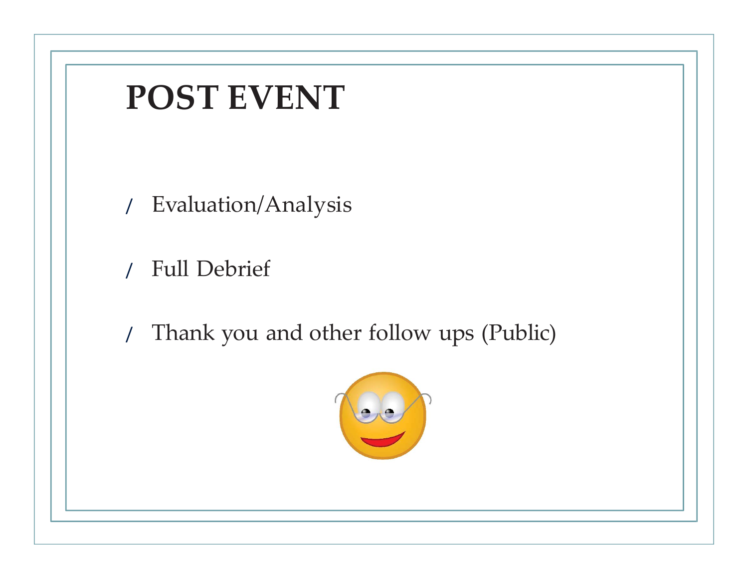# POST EVENT

- Evaluation/Analysis
- Full Debrief
- Thank you and other follow ups (Public)